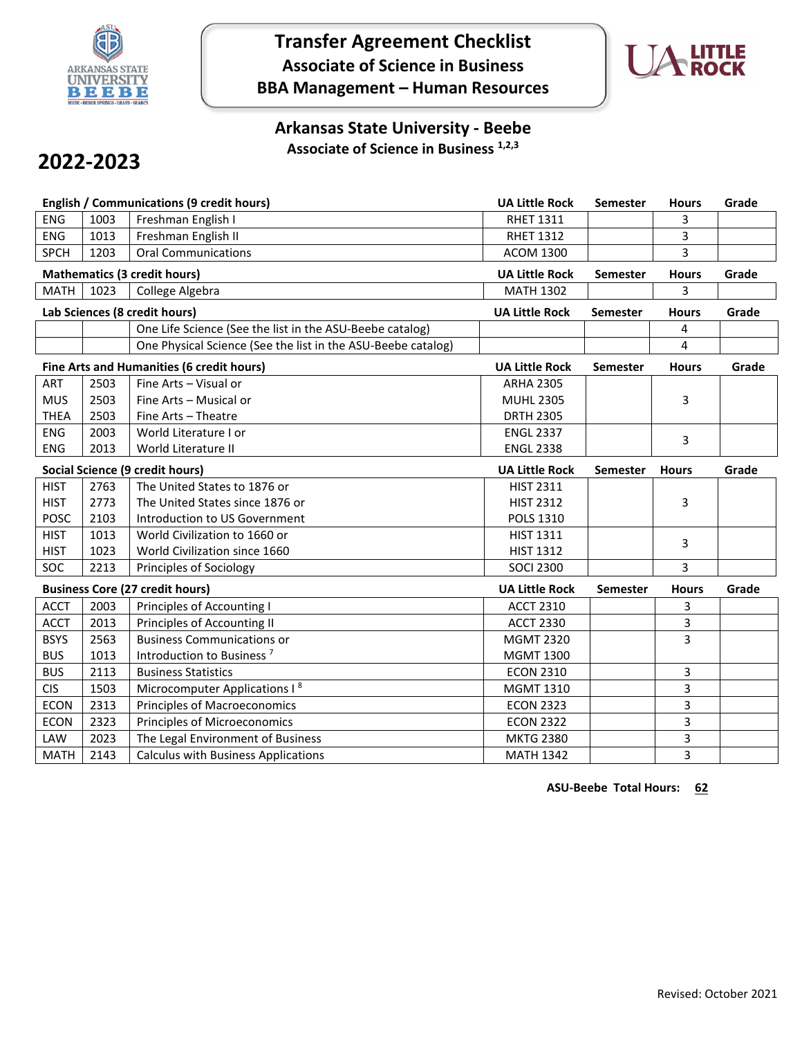# Transfer Agreement Checklist

## Associate of Science in Business

## BBA Management – Human Resources

## Arkansas State University - Beebe

### Associate of Science in Business [1,2,3]

## 2022-2023

| English / Communications (9 credit hours) | | | UA Little Rock | Semester | Hours | Grade |
|---|---|---|---|---|---|---|
| ENG | 1003 | Freshman English I | RHET 1311 | | 3 | |
| ENG | 1013 | Freshman English II | RHET 1312 | | 3 | |
| SPCH | 1203 | Oral Communications | ACOM 1300 | | 3 | |

| Mathematics (3 credit hours) | | | UA Little Rock | Semester | Hours | Grade |
|---|---|---|---|---|---|---|
| MATH | 1023 | College Algebra | MATH 1302 | | 3 | |

| Lab Sciences (8 credit hours) | | | UA Little Rock | Semester | Hours | Grade |
|---|---|---|---|---|---|---|
| | | One Life Science (See the list in the ASU-Beebe catalog) | | | 4 | |
| | | One Physical Science (See the list in the ASU-Beebe catalog) | | | 4 | |

| Fine Arts and Humanities (6 credit hours) | | | UA Little Rock | Semester | Hours | Grade |
|---|---|---|---|---|---|---|
| ART | 2503 | Fine Arts – Visual or | ARHA 2305 | | | |
| MUS | 2503 | Fine Arts – Musical or | MUHL 2305 | | 3 | |
| THEA | 2503 | Fine Arts – Theatre | DRTH 2305 | | | |
| ENG | 2003 | World Literature I or | ENGL 2337 | | 3 | |
| ENG | 2013 | World Literature II | ENGL 2338 | | | |

| Social Science (9 credit hours) | | | UA Little Rock | Semester | Hours | Grade |
|---|---|---|---|---|---|---|
| HIST | 2763 | The United States to 1876 or | HIST 2311 | | | |
| HIST | 2773 | The United States since 1876 or | HIST 2312 | | 3 | |
| POSC | 2103 | Introduction to US Government | POLS 1310 | | | |
| HIST | 1013 | World Civilization to 1660 or | HIST 1311 | | 3 | |
| HIST | 1023 | World Civilization since 1660 | HIST 1312 | | | |
| SOC | 2213 | Principles of Sociology | SOCI 2300 | | 3 | |

| Business Core (27 credit hours) | | | UA Little Rock | Semester | Hours | Grade |
|---|---|---|---|---|---|---|
| ACCT | 2003 | Principles of Accounting I | ACCT 2310 | | 3 | |
| ACCT | 2013 | Principles of Accounting II | ACCT 2330 | | 3 | |
| BSYS | 2563 | Business Communications or | MGMT 2320 | | 3 | |
| BUS | 1013 | Introduction to Business [7] | MGMT 1300 | | | |
| BUS | 2113 | Business Statistics | ECON 2310 | | 3 | |
| CIS | 1503 | Microcomputer Applications I [8] | MGMT 1310 | | 3 | |
| ECON | 2313 | Principles of Macroeconomics | ECON 2323 | | 3 | |
| ECON | 2323 | Principles of Microeconomics | ECON 2322 | | 3 | |
| LAW | 2023 | The Legal Environment of Business | MKTG 2380 | | 3 | |
| MATH | 2143 | Calculus with Business Applications | MATH 1342 | | 3 | |

**ASU-Beebe Total Hours: 62**

Revised: October 2021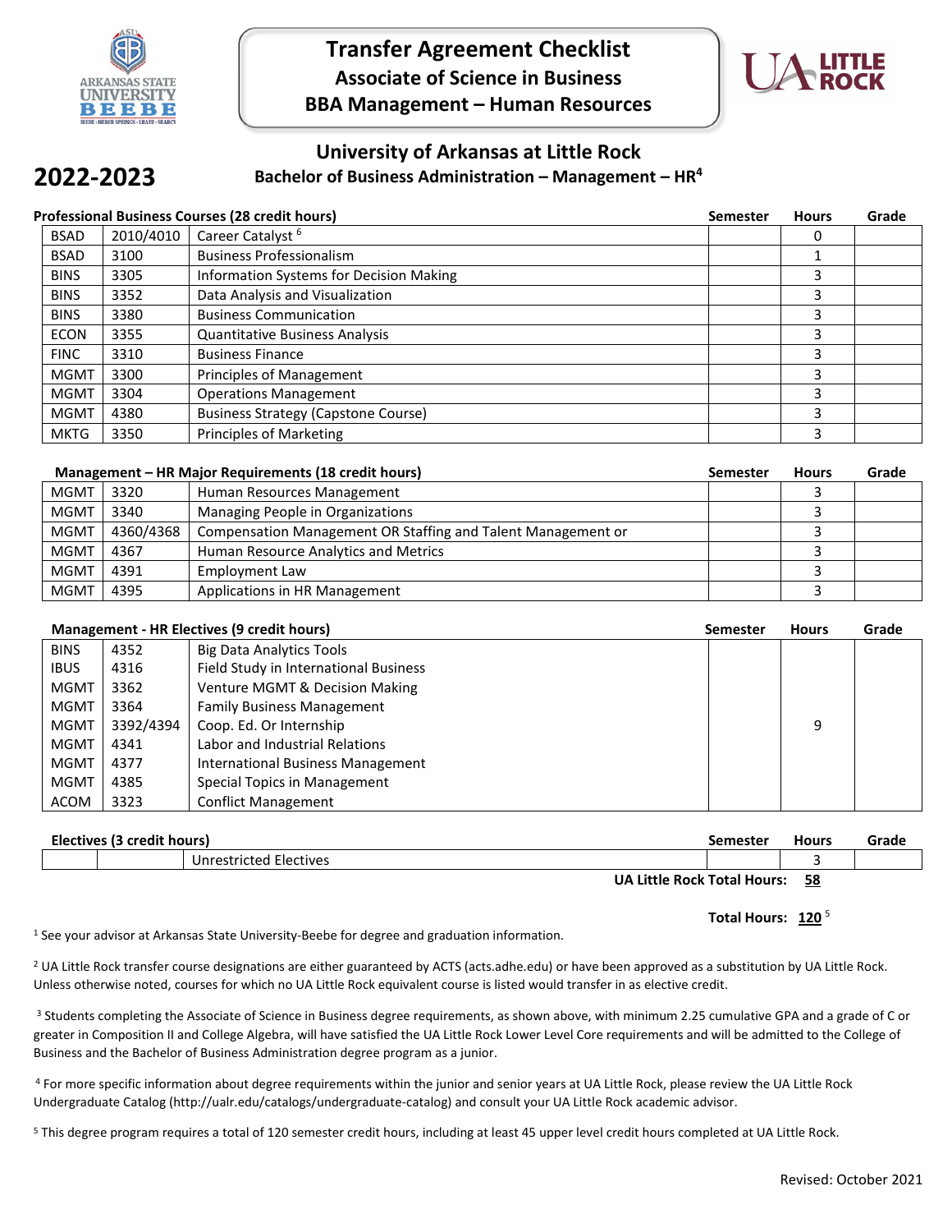# Transfer Agreement Checklist

## Associate of Science in Business

## BBA Management – Human Resources

**2022-2023**

## University of Arkansas at Little Rock

### Bachelor of Business Administration – Management – HR[4]

**Professional Business Courses (28 credit hours)**

| | | | Semester | Hours | Grade |
|---|---|---|---|---|---|
| BSAD | 2010/4010 | Career Catalyst [6] | | 0 | |
| BSAD | 3100 | Business Professionalism | | 1 | |
| BINS | 3305 | Information Systems for Decision Making | | 3 | |
| BINS | 3352 | Data Analysis and Visualization | | 3 | |
| BINS | 3380 | Business Communication | | 3 | |
| ECON | 3355 | Quantitative Business Analysis | | 3 | |
| FINC | 3310 | Business Finance | | 3 | |
| MGMT | 3300 | Principles of Management | | 3 | |
| MGMT | 3304 | Operations Management | | 3 | |
| MGMT | 4380 | Business Strategy (Capstone Course) | | 3 | |
| MKTG | 3350 | Principles of Marketing | | 3 | |

**Management – HR Major Requirements (18 credit hours)**

| | | | Semester | Hours | Grade |
|---|---|---|---|---|---|
| MGMT | 3320 | Human Resources Management | | 3 | |
| MGMT | 3340 | Managing People in Organizations | | 3 | |
| MGMT | 4360/4368 | Compensation Management OR Staffing and Talent Management or | | 3 | |
| MGMT | 4367 | Human Resource Analytics and Metrics | | 3 | |
| MGMT | 4391 | Employment Law | | 3 | |
| MGMT | 4395 | Applications in HR Management | | 3 | |

**Management - HR Electives (9 credit hours)**

| | | | Semester | Hours | Grade |
|---|---|---|---|---|---|
| BINS | 4352 | Big Data Analytics Tools | | | |
| IBUS | 4316 | Field Study in International Business | | | |
| MGMT | 3362 | Venture MGMT & Decision Making | | | |
| MGMT | 3364 | Family Business Management | | | |
| MGMT | 3392/4394 | Coop. Ed. Or Internship | | 9 | |
| MGMT | 4341 | Labor and Industrial Relations | | | |
| MGMT | 4377 | International Business Management | | | |
| MGMT | 4385 | Special Topics in Management | | | |
| ACOM | 3323 | Conflict Management | | | |

**Electives (3 credit hours)**

| | | | Semester | Hours | Grade |
|---|---|---|---|---|---|
| | | Unrestricted Electives | | 3 | |

**UA Little Rock Total Hours: 58**

**Total Hours: 120** [5]

[1] See your advisor at Arkansas State University-Beebe for degree and graduation information.

[2] UA Little Rock transfer course designations are either guaranteed by ACTS (acts.adhe.edu) or have been approved as a substitution by UA Little Rock. Unless otherwise noted, courses for which no UA Little Rock equivalent course is listed would transfer in as elective credit.

[3] Students completing the Associate of Science in Business degree requirements, as shown above, with minimum 2.25 cumulative GPA and a grade of C or greater in Composition II and College Algebra, will have satisfied the UA Little Rock Lower Level Core requirements and will be admitted to the College of Business and the Bachelor of Business Administration degree program as a junior.

[4] For more specific information about degree requirements within the junior and senior years at UA Little Rock, please review the UA Little Rock Undergraduate Catalog (http://ualr.edu/catalogs/undergraduate-catalog) and consult your UA Little Rock academic advisor.

[5] This degree program requires a total of 120 semester credit hours, including at least 45 upper level credit hours completed at UA Little Rock.

Revised: October 2021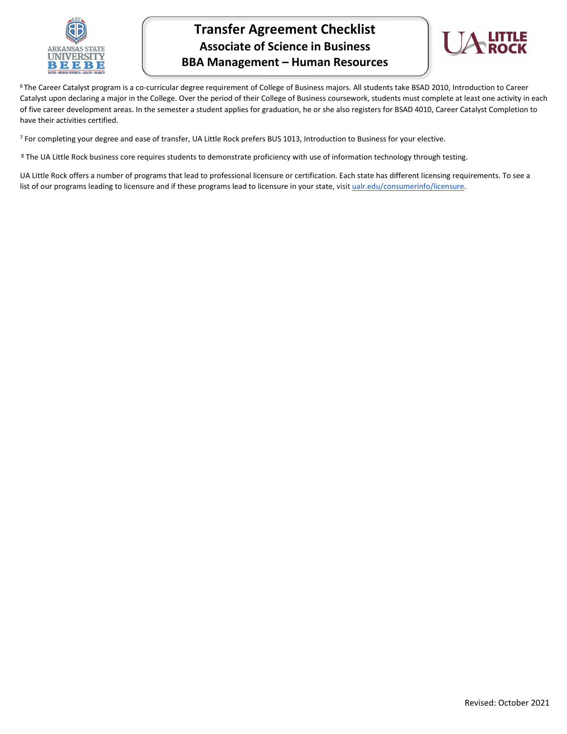# Transfer Agreement Checklist

## Associate of Science in Business

## BBA Management – Human Resources

[6] The Career Catalyst program is a co-curricular degree requirement of College of Business majors. All students take BSAD 2010, Introduction to Career Catalyst upon declaring a major in the College. Over the period of their College of Business coursework, students must complete at least one activity in each of five career development areas. In the semester a student applies for graduation, he or she also registers for BSAD 4010, Career Catalyst Completion to have their activities certified.

[7] For completing your degree and ease of transfer, UA Little Rock prefers BUS 1013, Introduction to Business for your elective.

[8] The UA Little Rock business core requires students to demonstrate proficiency with use of information technology through testing.

UA Little Rock offers a number of programs that lead to professional licensure or certification. Each state has different licensing requirements. To see a list of our programs leading to licensure and if these programs lead to licensure in your state, visit [ualr.edu/consumerinfo/licensure](ualr.edu/consumerinfo/licensure).

Revised: October 2021